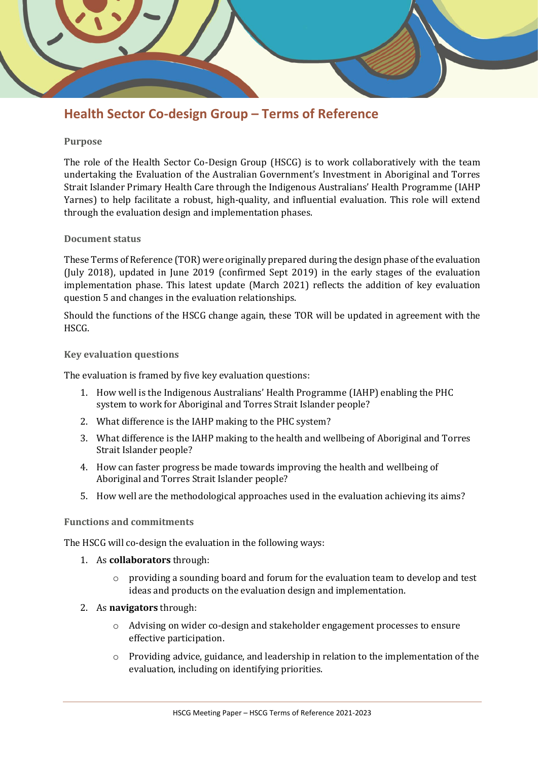# Health Sector Co-design Group – Terms of Reference

## Purpose

The role of the Health Sector Co-Design Group (HSCG) is to work collaboratively with the team undertaking the Evaluation of the Australian Government's Investment in Aboriginal and Torres Strait Islander Primary Health Care through the Indigenous Australians' Health Programme (IAHP Yarnes) to help facilitate a robust, high-quality, and influential evaluation. This role will extend through the evaluation design and implementation phases.

## Document status

These Terms of Reference (TOR) were originally prepared during the design phase of the evaluation (July 2018), updated in June 2019 (confirmed Sept 2019) in the early stages of the evaluation implementation phase. This latest update (March 2021) reflects the addition of key evaluation question 5 and changes in the evaluation relationships.

Should the functions of the HSCG change again, these TOR will be updated in agreement with the HSCG.

## Key evaluation questions

The evaluation is framed by five key evaluation questions:

1. How well is the Indigenous Australians' Health Programme (IAHP) enabling the PHC system to work for Aboriginal and Torres Strait Islander people?
2. What difference is the IAHP making to the PHC system?
3. What difference is the IAHP making to the health and wellbeing of Aboriginal and Torres Strait Islander people?
4. How can faster progress be made towards improving the health and wellbeing of Aboriginal and Torres Strait Islander people?
5. How well are the methodological approaches used in the evaluation achieving its aims?

## Functions and commitments

The HSCG will co-design the evaluation in the following ways:

1. As **collaborators** through:
   - providing a sounding board and forum for the evaluation team to develop and test ideas and products on the evaluation design and implementation.
2. As **navigators** through:
   - Advising on wider co-design and stakeholder engagement processes to ensure effective participation.
   - Providing advice, guidance, and leadership in relation to the implementation of the evaluation, including on identifying priorities.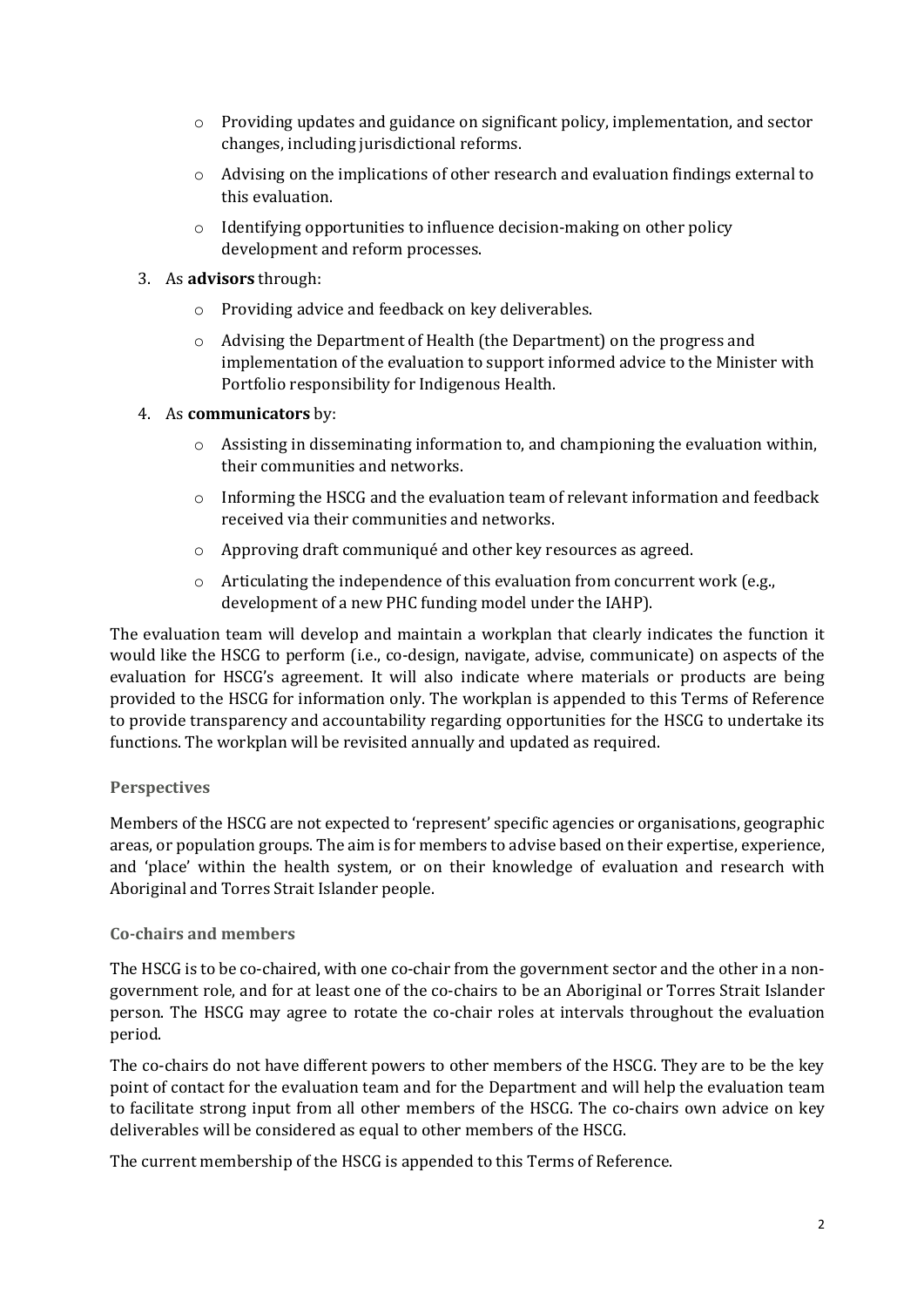- Providing updates and guidance on significant policy, implementation, and sector changes, including jurisdictional reforms.
   - Advising on the implications of other research and evaluation findings external to this evaluation.
   - Identifying opportunities to influence decision-making on other policy development and reform processes.

3. As **advisors** through:
   - Providing advice and feedback on key deliverables.
   - Advising the Department of Health (the Department) on the progress and implementation of the evaluation to support informed advice to the Minister with Portfolio responsibility for Indigenous Health.

4. As **communicators** by:
   - Assisting in disseminating information to, and championing the evaluation within, their communities and networks.
   - Informing the HSCG and the evaluation team of relevant information and feedback received via their communities and networks.
   - Approving draft communiqué and other key resources as agreed.
   - Articulating the independence of this evaluation from concurrent work (e.g., development of a new PHC funding model under the IAHP).

The evaluation team will develop and maintain a workplan that clearly indicates the function it would like the HSCG to perform (i.e., co-design, navigate, advise, communicate) on aspects of the evaluation for HSCG's agreement. It will also indicate where materials or products are being provided to the HSCG for information only. The workplan is appended to this Terms of Reference to provide transparency and accountability regarding opportunities for the HSCG to undertake its functions. The workplan will be revisited annually and updated as required.

### Perspectives

Members of the HSCG are not expected to 'represent' specific agencies or organisations, geographic areas, or population groups. The aim is for members to advise based on their expertise, experience, and 'place' within the health system, or on their knowledge of evaluation and research with Aboriginal and Torres Strait Islander people.

### Co-chairs and members

The HSCG is to be co-chaired, with one co-chair from the government sector and the other in a non-government role, and for at least one of the co-chairs to be an Aboriginal or Torres Strait Islander person. The HSCG may agree to rotate the co-chair roles at intervals throughout the evaluation period.

The co-chairs do not have different powers to other members of the HSCG. They are to be the key point of contact for the evaluation team and for the Department and will help the evaluation team to facilitate strong input from all other members of the HSCG. The co-chairs own advice on key deliverables will be considered as equal to other members of the HSCG.

The current membership of the HSCG is appended to this Terms of Reference.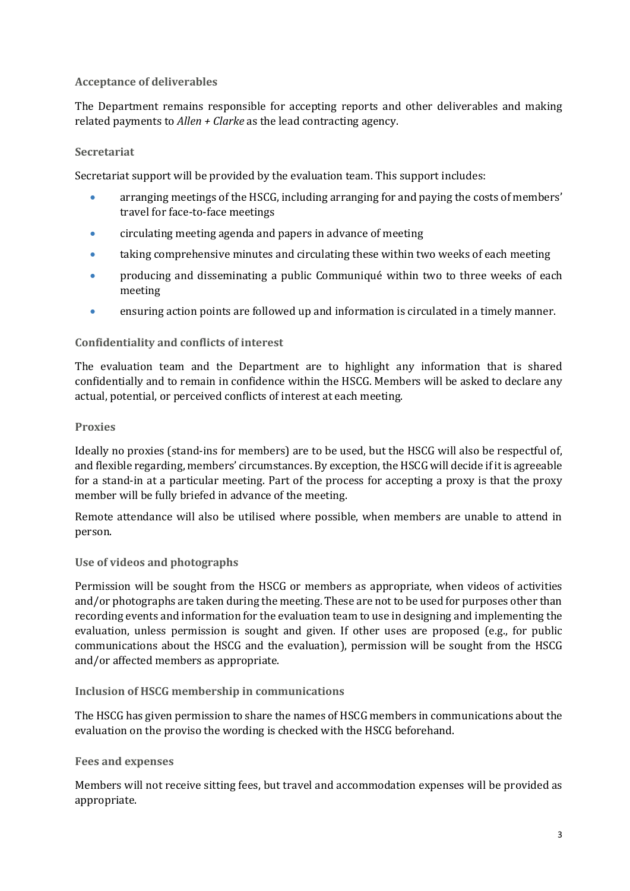### Acceptance of deliverables

The Department remains responsible for accepting reports and other deliverables and making related payments to *Allen + Clarke* as the lead contracting agency.

### Secretariat

Secretariat support will be provided by the evaluation team. This support includes:

- arranging meetings of the HSCG, including arranging for and paying the costs of members' travel for face-to-face meetings
- circulating meeting agenda and papers in advance of meeting
- taking comprehensive minutes and circulating these within two weeks of each meeting
- producing and disseminating a public Communiqué within two to three weeks of each meeting
- ensuring action points are followed up and information is circulated in a timely manner.

### Confidentiality and conflicts of interest

The evaluation team and the Department are to highlight any information that is shared confidentially and to remain in confidence within the HSCG. Members will be asked to declare any actual, potential, or perceived conflicts of interest at each meeting.

### Proxies

Ideally no proxies (stand-ins for members) are to be used, but the HSCG will also be respectful of, and flexible regarding, members' circumstances. By exception, the HSCG will decide if it is agreeable for a stand-in at a particular meeting. Part of the process for accepting a proxy is that the proxy member will be fully briefed in advance of the meeting.

Remote attendance will also be utilised where possible, when members are unable to attend in person.

### Use of videos and photographs

Permission will be sought from the HSCG or members as appropriate, when videos of activities and/or photographs are taken during the meeting. These are not to be used for purposes other than recording events and information for the evaluation team to use in designing and implementing the evaluation, unless permission is sought and given. If other uses are proposed (e.g., for public communications about the HSCG and the evaluation), permission will be sought from the HSCG and/or affected members as appropriate.

### Inclusion of HSCG membership in communications

The HSCG has given permission to share the names of HSCG members in communications about the evaluation on the proviso the wording is checked with the HSCG beforehand.

### Fees and expenses

Members will not receive sitting fees, but travel and accommodation expenses will be provided as appropriate.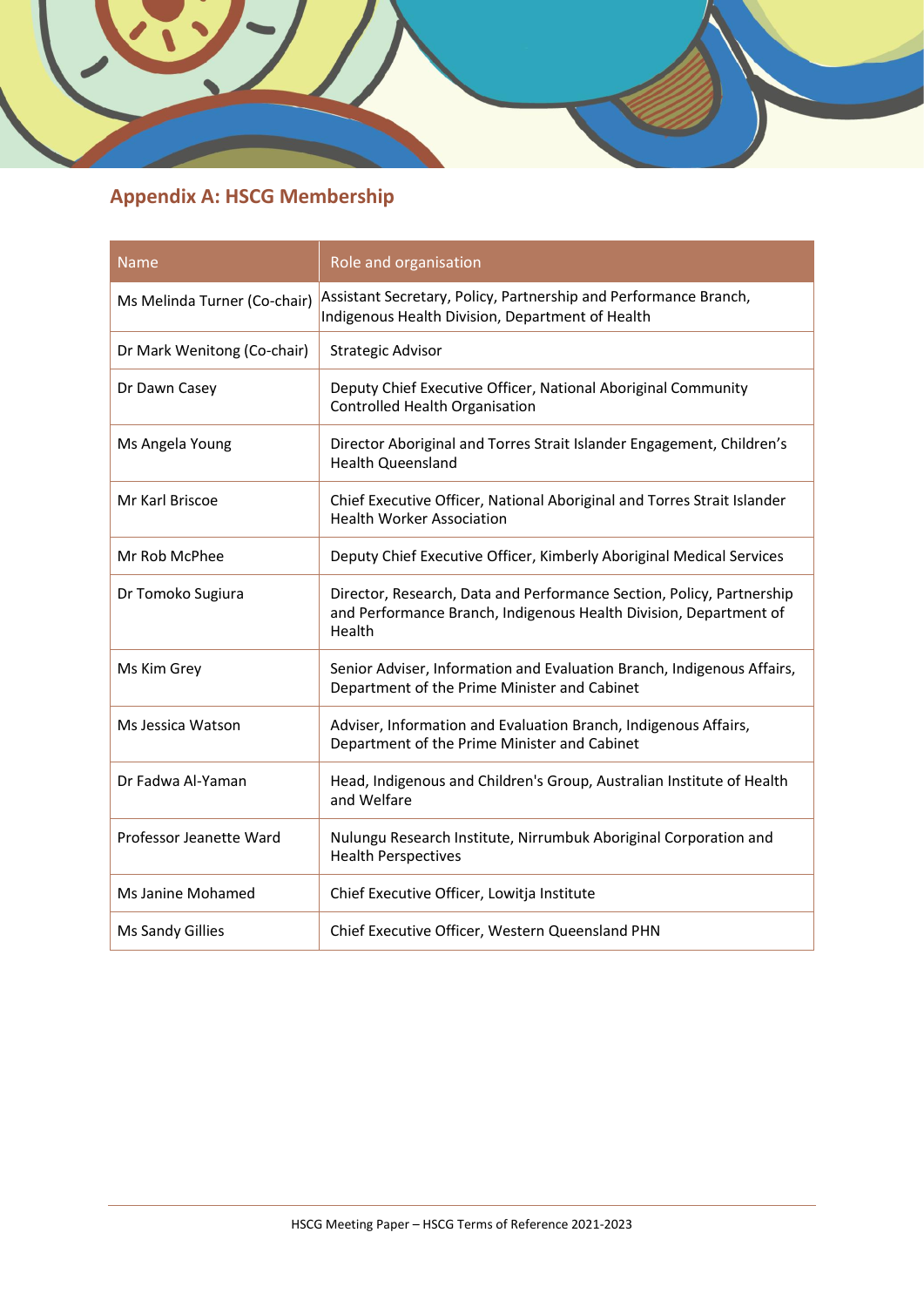## Appendix A: HSCG Membership

| Name | Role and organisation |
|---|---|
| Ms Melinda Turner (Co-chair) | Assistant Secretary, Policy, Partnership and Performance Branch, Indigenous Health Division, Department of Health |
| Dr Mark Wenitong (Co-chair) | Strategic Advisor |
| Dr Dawn Casey | Deputy Chief Executive Officer, National Aboriginal Community Controlled Health Organisation |
| Ms Angela Young | Director Aboriginal and Torres Strait Islander Engagement, Children's Health Queensland |
| Mr Karl Briscoe | Chief Executive Officer, National Aboriginal and Torres Strait Islander Health Worker Association |
| Mr Rob McPhee | Deputy Chief Executive Officer, Kimberly Aboriginal Medical Services |
| Dr Tomoko Sugiura | Director, Research, Data and Performance Section, Policy, Partnership and Performance Branch, Indigenous Health Division, Department of Health |
| Ms Kim Grey | Senior Adviser, Information and Evaluation Branch, Indigenous Affairs, Department of the Prime Minister and Cabinet |
| Ms Jessica Watson | Adviser, Information and Evaluation Branch, Indigenous Affairs, Department of the Prime Minister and Cabinet |
| Dr Fadwa Al-Yaman | Head, Indigenous and Children's Group, Australian Institute of Health and Welfare |
| Professor Jeanette Ward | Nulungu Research Institute, Nirrumbuk Aboriginal Corporation and Health Perspectives |
| Ms Janine Mohamed | Chief Executive Officer, Lowitja Institute |
| Ms Sandy Gillies | Chief Executive Officer, Western Queensland PHN |